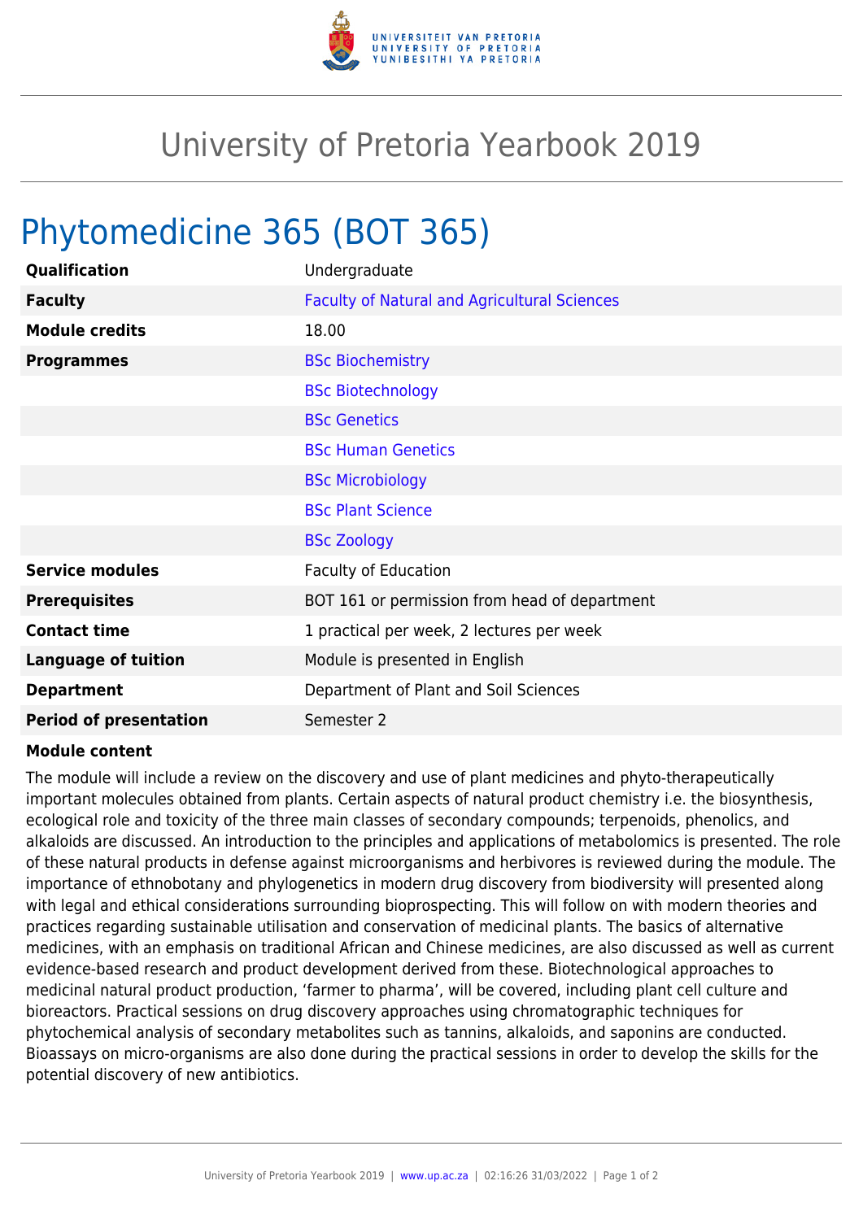# University of Pretoria Yearbook 2019

## Phytomedicine 365 (BOT 365)

| | |
|---|---|
| **Qualification** | Undergraduate |
| **Faculty** | Faculty of Natural and Agricultural Sciences |
| **Module credits** | 18.00 |
| **Programmes** | BSc Biochemistry |
| | BSc Biotechnology |
| | BSc Genetics |
| | BSc Human Genetics |
| | BSc Microbiology |
| | BSc Plant Science |
| | BSc Zoology |
| **Service modules** | Faculty of Education |
| **Prerequisites** | BOT 161 or permission from head of department |
| **Contact time** | 1 practical per week, 2 lectures per week |
| **Language of tuition** | Module is presented in English |
| **Department** | Department of Plant and Soil Sciences |
| **Period of presentation** | Semester 2 |

**Module content**

The module will include a review on the discovery and use of plant medicines and phyto-therapeutically important molecules obtained from plants. Certain aspects of natural product chemistry i.e. the biosynthesis, ecological role and toxicity of the three main classes of secondary compounds; terpenoids, phenolics, and alkaloids are discussed. An introduction to the principles and applications of metabolomics is presented. The role of these natural products in defense against microorganisms and herbivores is reviewed during the module. The importance of ethnobotany and phylogenetics in modern drug discovery from biodiversity will presented along with legal and ethical considerations surrounding bioprospecting. This will follow on with modern theories and practices regarding sustainable utilisation and conservation of medicinal plants. The basics of alternative medicines, with an emphasis on traditional African and Chinese medicines, are also discussed as well as current evidence-based research and product development derived from these. Biotechnological approaches to medicinal natural product production, 'farmer to pharma', will be covered, including plant cell culture and bioreactors. Practical sessions on drug discovery approaches using chromatographic techniques for phytochemical analysis of secondary metabolites such as tannins, alkaloids, and saponins are conducted. Bioassays on micro-organisms are also done during the practical sessions in order to develop the skills for the potential discovery of new antibiotics.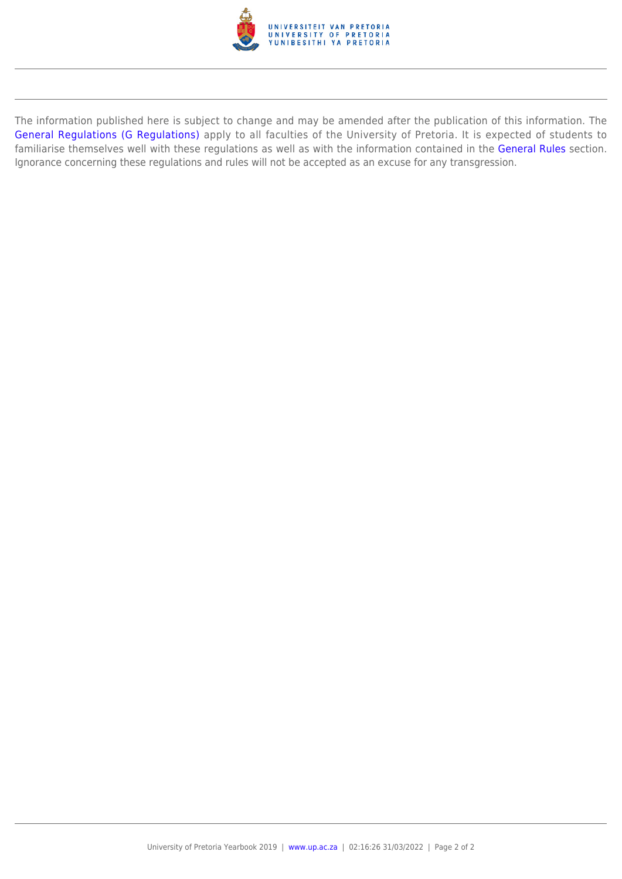The information published here is subject to change and may be amended after the publication of this information. The General Regulations (G Regulations) apply to all faculties of the University of Pretoria. It is expected of students to familiarise themselves well with these regulations as well as with the information contained in the General Rules section. Ignorance concerning these regulations and rules will not be accepted as an excuse for any transgression.